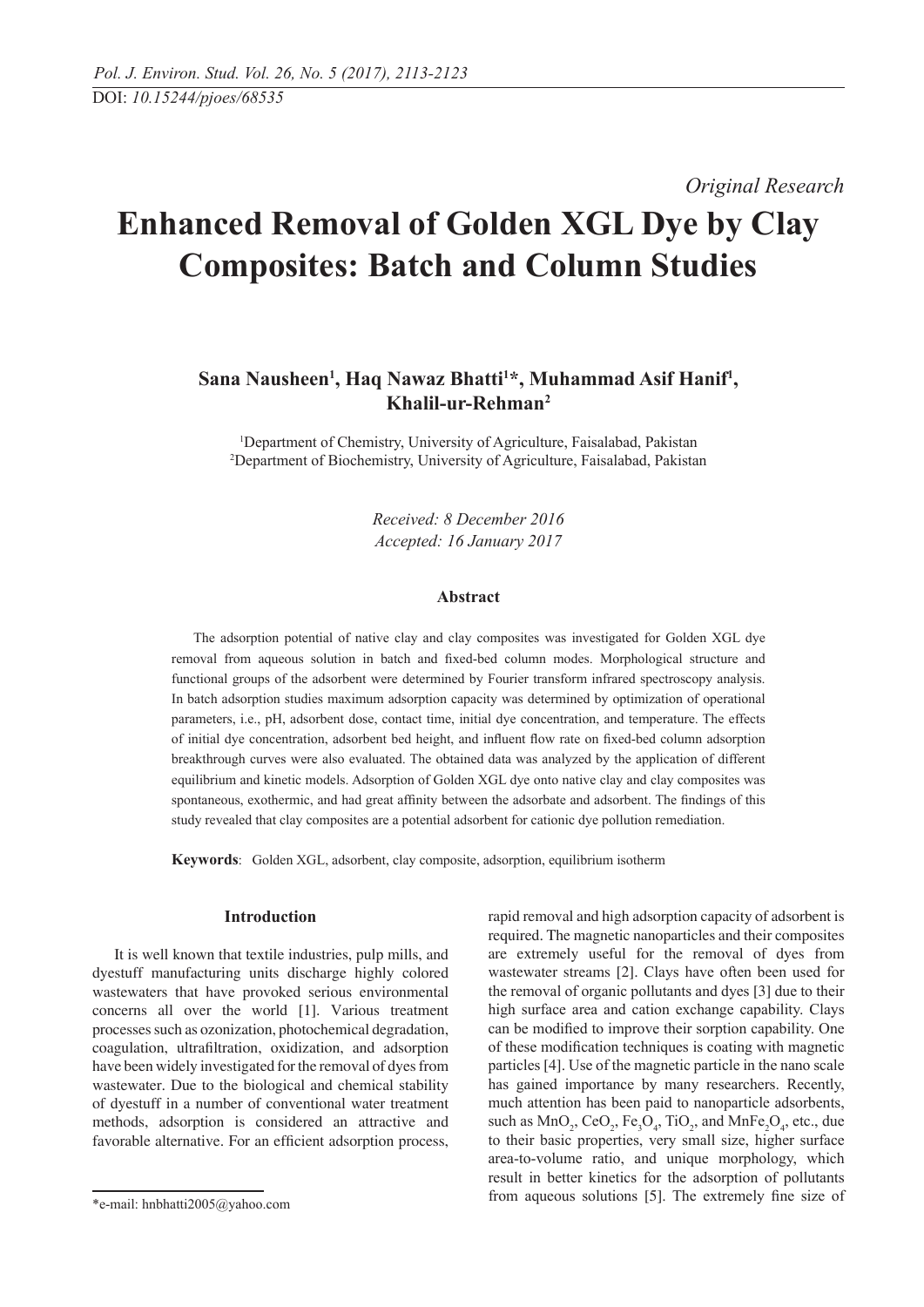DOI: *10.15244/pjoes/68535*

*Original Research*

# Enhanced Removal of Golden XGL Dye by Clay Composites: Batch and Column Studies

**Sana Nausheen[1], Haq Nawaz Bhatti[1]*, Muhammad Asif Hanif[1], Khalil-ur-Rehman[2]**

[1]Department of Chemistry, University of Agriculture, Faisalabad, Pakistan
[2]Department of Biochemistry, University of Agriculture, Faisalabad, Pakistan

*Received: 8 December 2016*
*Accepted: 16 January 2017*

### Abstract

The adsorption potential of native clay and clay composites was investigated for Golden XGL dye removal from aqueous solution in batch and fixed-bed column modes. Morphological structure and functional groups of the adsorbent were determined by Fourier transform infrared spectroscopy analysis. In batch adsorption studies maximum adsorption capacity was determined by optimization of operational parameters, i.e., pH, adsorbent dose, contact time, initial dye concentration, and temperature. The effects of initial dye concentration, adsorbent bed height, and influent flow rate on fixed-bed column adsorption breakthrough curves were also evaluated. The obtained data was analyzed by the application of different equilibrium and kinetic models. Adsorption of Golden XGL dye onto native clay and clay composites was spontaneous, exothermic, and had great affinity between the adsorbate and adsorbent. The findings of this study revealed that clay composites are a potential adsorbent for cationic dye pollution remediation.

**Keywords**: Golden XGL, adsorbent, clay composite, adsorption, equilibrium isotherm

## Introduction

It is well known that textile industries, pulp mills, and dyestuff manufacturing units discharge highly colored wastewaters that have provoked serious environmental concerns all over the world [1]. Various treatment processes such as ozonization, photochemical degradation, coagulation, ultrafiltration, oxidization, and adsorption have been widely investigated for the removal of dyes from wastewater. Due to the biological and chemical stability of dyestuff in a number of conventional water treatment methods, adsorption is considered an attractive and favorable alternative. For an efficient adsorption process, rapid removal and high adsorption capacity of adsorbent is required. The magnetic nanoparticles and their composites are extremely useful for the removal of dyes from wastewater streams [2]. Clays have often been used for the removal of organic pollutants and dyes [3] due to their high surface area and cation exchange capability. Clays can be modified to improve their sorption capability. One of these modification techniques is coating with magnetic particles [4]. Use of the magnetic particle in the nano scale has gained importance by many researchers. Recently, much attention has been paid to nanoparticle adsorbents, such as $MnO_2$, $CeO_2$, $Fe_3O_4$, $TiO_2$, and $MnFe_2O_4$, etc., due to their basic properties, very small size, higher surface area-to-volume ratio, and unique morphology, which result in better kinetics for the adsorption of pollutants from aqueous solutions [5]. The extremely fine size of

*e-mail: hnbhatti2005@yahoo.com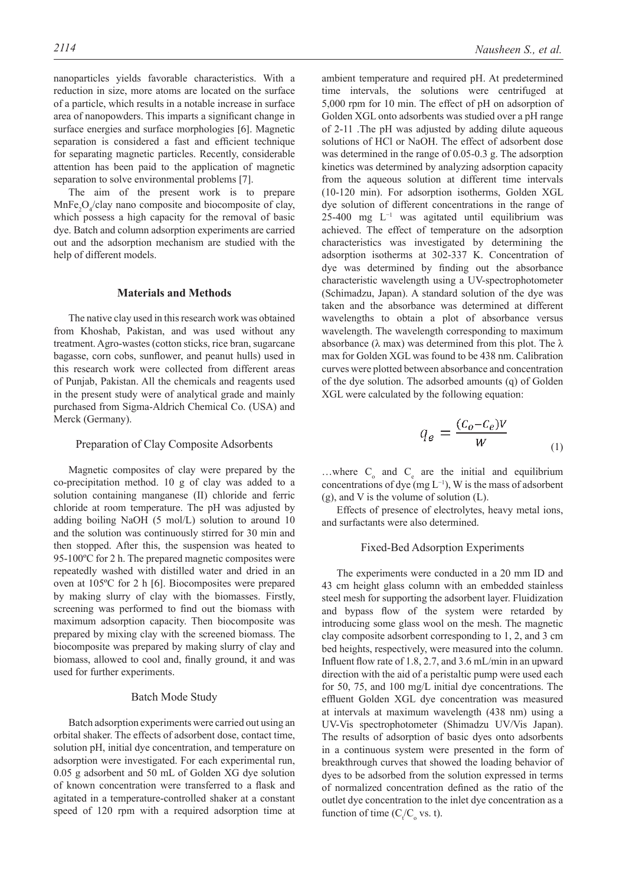nanoparticles yields favorable characteristics. With a reduction in size, more atoms are located on the surface of a particle, which results in a notable increase in surface area of nanopowders. This imparts a significant change in surface energies and surface morphologies [6]. Magnetic separation is considered a fast and efficient technique for separating magnetic particles. Recently, considerable attention has been paid to the application of magnetic separation to solve environmental problems [7].

The aim of the present work is to prepare $MnFe_2O_4$/clay nano composite and biocomposite of clay, which possess a high capacity for the removal of basic dye. Batch and column adsorption experiments are carried out and the adsorption mechanism are studied with the help of different models.

## Materials and Methods

The native clay used in this research work was obtained from Khoshab, Pakistan, and was used without any treatment. Agro-wastes (cotton sticks, rice bran, sugarcane bagasse, corn cobs, sunflower, and peanut hulls) used in this research work were collected from different areas of Punjab, Pakistan. All the chemicals and reagents used in the present study were of analytical grade and mainly purchased from Sigma-Aldrich Chemical Co. (USA) and Merck (Germany).

### Preparation of Clay Composite Adsorbents

Magnetic composites of clay were prepared by the co-precipitation method. 10 g of clay was added to a solution containing manganese (II) chloride and ferric chloride at room temperature. The pH was adjusted by adding boiling NaOH (5 mol/L) solution to around 10 and the solution was continuously stirred for 30 min and then stopped. After this, the suspension was heated to 95-100ºC for 2 h. The prepared magnetic composites were repeatedly washed with distilled water and dried in an oven at 105ºC for 2 h [6]. Biocomposites were prepared by making slurry of clay with the biomasses. Firstly, screening was performed to find out the biomass with maximum adsorption capacity. Then biocomposite was prepared by mixing clay with the screened biomass. The biocomposite was prepared by making slurry of clay and biomass, allowed to cool and, finally ground, it and was used for further experiments.

### Batch Mode Study

Batch adsorption experiments were carried out using an orbital shaker. The effects of adsorbent dose, contact time, solution pH, initial dye concentration, and temperature on adsorption were investigated. For each experimental run, 0.05 g adsorbent and 50 mL of Golden XG dye solution of known concentration were transferred to a flask and agitated in a temperature-controlled shaker at a constant speed of 120 rpm with a required adsorption time at ambient temperature and required pH. At predetermined time intervals, the solutions were centrifuged at 5,000 rpm for 10 min. The effect of pH on adsorption of Golden XGL onto adsorbents was studied over a pH range of 2-11 .The pH was adjusted by adding dilute aqueous solutions of HCl or NaOH. The effect of adsorbent dose was determined in the range of 0.05-0.3 g. The adsorption kinetics was determined by analyzing adsorption capacity from the aqueous solution at different time intervals (10-120 min). For adsorption isotherms, Golden XGL dye solution of different concentrations in the range of 25-400 mg $L^{-1}$ was agitated until equilibrium was achieved. The effect of temperature on the adsorption characteristics was investigated by determining the adsorption isotherms at 302-337 K. Concentration of dye was determined by finding out the absorbance characteristic wavelength using a UV-spectrophotometer (Schimadzu, Japan). A standard solution of the dye was taken and the absorbance was determined at different wavelengths to obtain a plot of absorbance versus wavelength. The wavelength corresponding to maximum absorbance (λ max) was determined from this plot. The λ max for Golden XGL was found to be 438 nm. Calibration curves were plotted between absorbance and concentration of the dye solution. The adsorbed amounts (q) of Golden XGL were calculated by the following equation:

$$q_e = \frac{(C_o - C_e)V}{W} \tag{1}$$

…where $C_o$ and $C_e$ are the initial and equilibrium concentrations of dye (mg $L^{-1}$), W is the mass of adsorbent (g), and V is the volume of solution (L).

Effects of presence of electrolytes, heavy metal ions, and surfactants were also determined.

### Fixed-Bed Adsorption Experiments

The experiments were conducted in a 20 mm ID and 43 cm height glass column with an embedded stainless steel mesh for supporting the adsorbent layer. Fluidization and bypass flow of the system were retarded by introducing some glass wool on the mesh. The magnetic clay composite adsorbent corresponding to 1, 2, and 3 cm bed heights, respectively, were measured into the column. Influent flow rate of 1.8, 2.7, and 3.6 mL/min in an upward direction with the aid of a peristaltic pump were used each for 50, 75, and 100 mg/L initial dye concentrations. The effluent Golden XGL dye concentration was measured at intervals at maximum wavelength (438 nm) using a UV-Vis spectrophotometer (Shimadzu UV/Vis Japan). The results of adsorption of basic dyes onto adsorbents in a continuous system were presented in the form of breakthrough curves that showed the loading behavior of dyes to be adsorbed from the solution expressed in terms of normalized concentration defined as the ratio of the outlet dye concentration to the inlet dye concentration as a function of time ($C_t/C_o$ vs. t).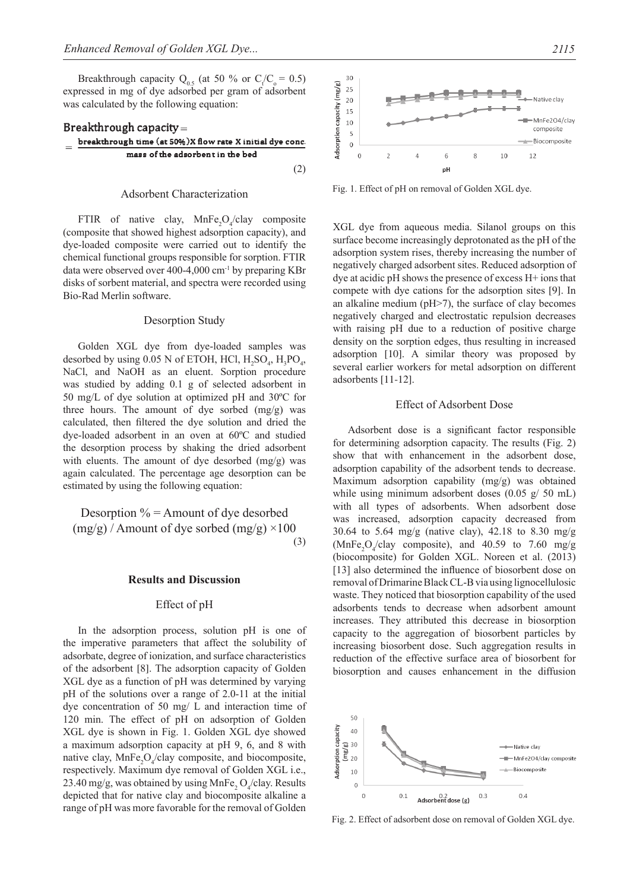Breakthrough capacity $Q_{0.5}$ (at 50 % or $C_t/C_o = 0.5$) expressed in mg of dye adsorbed per gram of adsorbent was calculated by the following equation:

$$\text{Breakthrough capacity} = \frac{\text{breakthrough time (at 50\%)} \times \text{flow rate} \times \text{initial dye conc.}}{\text{mass of the adsorbent in the bed}} \quad (2)$$

### Adsorbent Characterization

FTIR of native clay, $MnFe_2O_4$/clay composite (composite that showed highest adsorption capacity), and dye-loaded composite were carried out to identify the chemical functional groups responsible for sorption. FTIR data were observed over 400-4,000 $cm^{-1}$ by preparing KBr disks of sorbent material, and spectra were recorded using Bio-Rad Merlin software.

### Desorption Study

Golden XGL dye from dye-loaded samples was desorbed by using 0.05 N of ETOH, HCl, $H_2SO_4$, $H_3PO_4$, NaCl, and NaOH as an eluent. Sorption procedure was studied by adding 0.1 g of selected adsorbent in 50 mg/L of dye solution at optimized pH and 30ºC for three hours. The amount of dye sorbed (mg/g) was calculated, then filtered the dye solution and dried the dye-loaded adsorbent in an oven at 60ºC and studied the desorption process by shaking the dried adsorbent with eluents. The amount of dye desorbed (mg/g) was again calculated. The percentage age desorption can be estimated by using the following equation:

$$\text{Desorption \%} = \text{Amount of dye desorbed (mg/g)} / \text{Amount of dye sorbed (mg/g)} \times 100 \quad (3)$$

## Results and Discussion

### Effect of pH

In the adsorption process, solution pH is one of the imperative parameters that affect the solubility of adsorbate, degree of ionization, and surface characteristics of the adsorbent [8]. The adsorption capacity of Golden XGL dye as a function of pH was determined by varying pH of the solutions over a range of 2.0-11 at the initial dye concentration of 50 mg/ L and interaction time of 120 min. The effect of pH on adsorption of Golden XGL dye is shown in Fig. 1. Golden XGL dye showed a maximum adsorption capacity at pH 9, 6, and 8 with native clay, $MnFe_2O_4$/clay composite, and biocomposite, respectively. Maximum dye removal of Golden XGL i.e., 23.40 mg/g, was obtained by using $MnFe_2O_4$/clay. Results depicted that for native clay and biocomposite alkaline a range of pH was more favorable for the removal of Golden XGL dye from aqueous media. Silanol groups on this surface become increasingly deprotonated as the pH of the adsorption system rises, thereby increasing the number of negatively charged adsorbent sites. Reduced adsorption of dye at acidic pH shows the presence of excess H+ ions that compete with dye cations for the adsorption sites [9]. In an alkaline medium (pH>7), the surface of clay becomes negatively charged and electrostatic repulsion decreases with raising pH due to a reduction of positive charge density on the sorption edges, thus resulting in increased adsorption [10]. A similar theory was proposed by several earlier workers for metal adsorption on different adsorbents [11-12].

Fig. 1. Effect of pH on removal of Golden XGL dye.

### Effect of Adsorbent Dose

Adsorbent dose is a significant factor responsible for determining adsorption capacity. The results (Fig. 2) show that with enhancement in the adsorbent dose, adsorption capability of the adsorbent tends to decrease. Maximum adsorption capability (mg/g) was obtained while using minimum adsorbent doses (0.05 g/ 50 mL) with all types of adsorbents. When adsorbent dose was increased, adsorption capacity decreased from 30.64 to 5.64 mg/g (native clay), 42.18 to 8.30 mg/g ($MnFe_2O_4$/clay composite), and 40.59 to 7.60 mg/g (biocomposite) for Golden XGL. Noreen et al. (2013) [13] also determined the influence of biosorbent dose on removal of Drimarine Black CL-B via using lignocellulosic waste. They noticed that biosorption capability of the used adsorbents tends to decrease when adsorbent amount increases. They attributed this decrease in biosorption capacity to the aggregation of biosorbent particles by increasing biosorbent dose. Such aggregation results in reduction of the effective surface area of biosorbent for biosorption and causes enhancement in the diffusion

Fig. 2. Effect of adsorbent dose on removal of Golden XGL dye.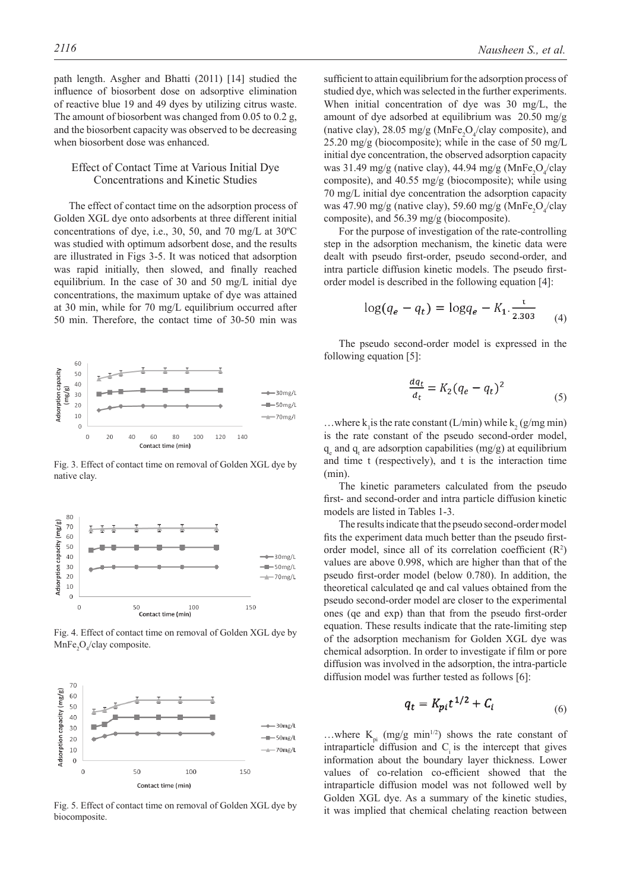path length. Asgher and Bhatti (2011) [14] studied the influence of biosorbent dose on adsorptive elimination of reactive blue 19 and 49 dyes by utilizing citrus waste. The amount of biosorbent was changed from 0.05 to 0.2 g, and the biosorbent capacity was observed to be decreasing when biosorbent dose was enhanced.

## Effect of Contact Time at Various Initial Dye Concentrations and Kinetic Studies

The effect of contact time on the adsorption process of Golden XGL dye onto adsorbents at three different initial concentrations of dye, i.e., 30, 50, and 70 mg/L at 30ºC was studied with optimum adsorbent dose, and the results are illustrated in Figs 3-5. It was noticed that adsorption was rapid initially, then slowed, and finally reached equilibrium. In the case of 30 and 50 mg/L initial dye concentrations, the maximum uptake of dye was attained at 30 min, while for 70 mg/L equilibrium occurred after 50 min. Therefore, the contact time of 30-50 min was sufficient to attain equilibrium for the adsorption process of studied dye, which was selected in the further experiments. When initial concentration of dye was 30 mg/L, the amount of dye adsorbed at equilibrium was 20.50 mg/g (native clay), 28.05 mg/g ($MnFe_2O_4$/clay composite), and 25.20 mg/g (biocomposite); while in the case of 50 mg/L initial dye concentration, the observed adsorption capacity was 31.49 mg/g (native clay), 44.94 mg/g ($MnFe_2O_4$/clay composite), and 40.55 mg/g (biocomposite); while using 70 mg/L initial dye concentration the adsorption capacity was 47.90 mg/g (native clay), 59.60 mg/g ($MnFe_2O_4$/clay composite), and 56.39 mg/g (biocomposite).

Fig. 3. Effect of contact time on removal of Golden XGL dye by native clay.

Fig. 4. Effect of contact time on removal of Golden XGL dye by $MnFe_2O_4$/clay composite.

Fig. 5. Effect of contact time on removal of Golden XGL dye by biocomposite.

For the purpose of investigation of the rate-controlling step in the adsorption mechanism, the kinetic data were dealt with pseudo first-order, pseudo second-order, and intra particle diffusion kinetic models. The pseudo first-order model is described in the following equation [4]:

$$\log(q_e - q_t) = \log q_e - K_1 . \frac{t}{2.303} \tag{4}$$

The pseudo second-order model is expressed in the following equation [5]:

$$\frac{dq_t}{d_t} = K_2(q_e - q_t)^2 \tag{5}$$

…where $k_1$ is the rate constant (L/min) while $k_2$ (g/mg min) is the rate constant of the pseudo second-order model, $q_e$ and $q_t$ are adsorption capabilities (mg/g) at equilibrium and time t (respectively), and t is the interaction time (min).

The kinetic parameters calculated from the pseudo first- and second-order and intra particle diffusion kinetic models are listed in Tables 1-3.

The results indicate that the pseudo second-order model fits the experiment data much better than the pseudo first-order model, since all of its correlation coefficient ($R^2$) values are above 0.998, which are higher than that of the pseudo first-order model (below 0.780). In addition, the theoretical calculated qe and cal values obtained from the pseudo second-order model are closer to the experimental ones (qe and exp) than that from the pseudo first-order equation. These results indicate that the rate-limiting step of the adsorption mechanism for Golden XGL dye was chemical adsorption. In order to investigate if film or pore diffusion was involved in the adsorption, the intra-particle diffusion model was further tested as follows [6]:

$$q_t = K_{pi} t^{1/2} + C_i \tag{6}$$

…where $K_{pi}$ (mg/g min$^{1/2}$) shows the rate constant of intraparticle diffusion and $C_i$ is the intercept that gives information about the boundary layer thickness. Lower values of co-relation co-efficient showed that the intraparticle diffusion model was not followed well by Golden XGL dye. As a summary of the kinetic studies, it was implied that chemical chelating reaction between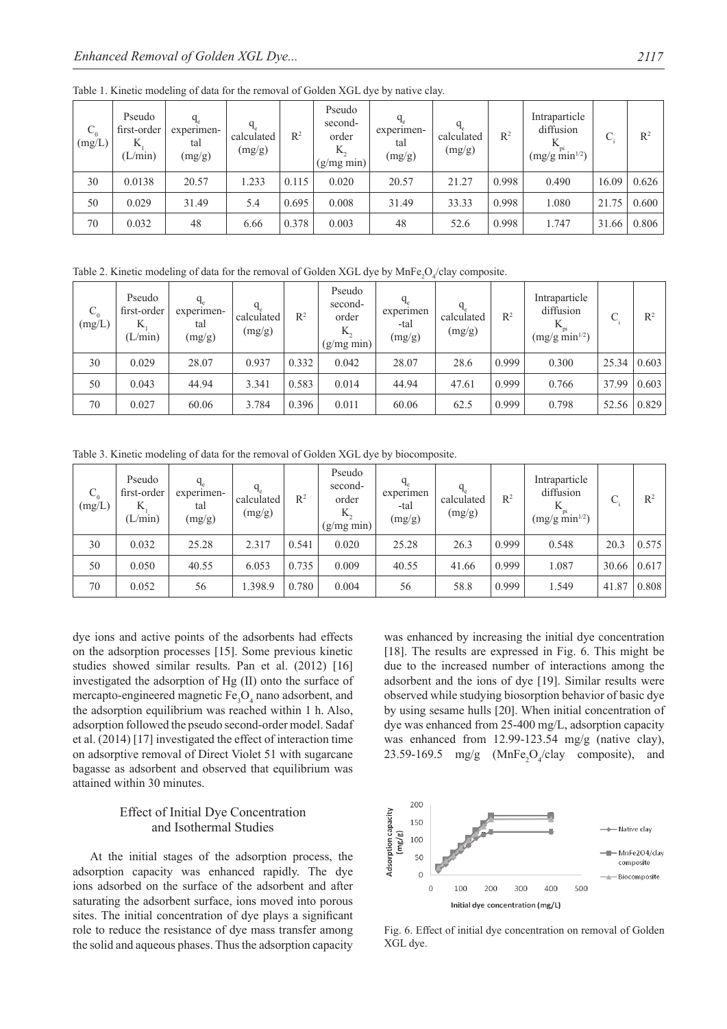Table 1. Kinetic modeling of data for the removal of Golden XGL dye by native clay.

| $C_0$ (mg/L) | Pseudo first-order $K_1$ (L/min) | $q_e$ experimental (mg/g) | $q_e$ calculated (mg/g) | $R^2$ | Pseudo second-order $K_2$ (g/mg min) | $q_e$ experimental (mg/g) | $q_e$ calculated (mg/g) | $R^2$ | Intraparticle diffusion $K_{pi}$ (mg/g min$^{1/2}$) | $C_i$ | $R^2$ |
|---|---|---|---|---|---|---|---|---|---|---|---|
| 30 | 0.0138 | 20.57 | 1.233 | 0.115 | 0.020 | 20.57 | 21.27 | 0.998 | 0.490 | 16.09 | 0.626 |
| 50 | 0.029 | 31.49 | 5.4 | 0.695 | 0.008 | 31.49 | 33.33 | 0.998 | 1.080 | 21.75 | 0.600 |
| 70 | 0.032 | 48 | 6.66 | 0.378 | 0.003 | 48 | 52.6 | 0.998 | 1.747 | 31.66 | 0.806 |

Table 2. Kinetic modeling of data for the removal of Golden XGL dye by $MnFe_2O_4$/clay composite.

| $C_0$ (mg/L) | Pseudo first-order $K_1$ (L/min) | $q_e$ experimental (mg/g) | $q_e$ calculated (mg/g) | $R^2$ | Pseudo second-order $K_2$ (g/mg min) | $q_e$ experimental (mg/g) | $q_e$ calculated (mg/g) | $R^2$ | Intraparticle diffusion $K_{pi}$ (mg/g min$^{1/2}$) | $C_i$ | $R^2$ |
|---|---|---|---|---|---|---|---|---|---|---|---|
| 30 | 0.029 | 28.07 | 0.937 | 0.332 | 0.042 | 28.07 | 28.6 | 0.999 | 0.300 | 25.34 | 0.603 |
| 50 | 0.043 | 44.94 | 3.341 | 0.583 | 0.014 | 44.94 | 47.61 | 0.999 | 0.766 | 37.99 | 0.603 |
| 70 | 0.027 | 60.06 | 3.784 | 0.396 | 0.011 | 60.06 | 62.5 | 0.999 | 0.798 | 52.56 | 0.829 |

Table 3. Kinetic modeling of data for the removal of Golden XGL dye by biocomposite.

| $C_0$ (mg/L) | Pseudo first-order $K_1$ (L/min) | $q_e$ experimental (mg/g) | $q_e$ calculated (mg/g) | $R^2$ | Pseudo second-order $K_2$ (g/mg min) | $q_e$ experimental (mg/g) | $q_e$ calculated (mg/g) | $R^2$ | Intraparticle diffusion $K_{pi}$ (mg/g min$^{1/2}$) | $C_i$ | $R^2$ |
|---|---|---|---|---|---|---|---|---|---|---|---|
| 30 | 0.032 | 25.28 | 2.317 | 0.541 | 0.020 | 25.28 | 26.3 | 0.999 | 0.548 | 20.3 | 0.575 |
| 50 | 0.050 | 40.55 | 6.053 | 0.735 | 0.009 | 40.55 | 41.66 | 0.999 | 1.087 | 30.66 | 0.617 |
| 70 | 0.052 | 56 | 1.398.9 | 0.780 | 0.004 | 56 | 58.8 | 0.999 | 1.549 | 41.87 | 0.808 |

dye ions and active points of the adsorbents had effects on the adsorption processes [15]. Some previous kinetic studies showed similar results. Pan et al. (2012) [16] investigated the adsorption of Hg (II) onto the surface of mercapto-engineered magnetic $Fe_3O_4$ nano adsorbent, and the adsorption equilibrium was reached within 1 h. Also, adsorption followed the pseudo second-order model. Sadaf et al. (2014) [17] investigated the effect of interaction time on adsorptive removal of Direct Violet 51 with sugarcane bagasse as adsorbent and observed that equilibrium was attained within 30 minutes.

## Effect of Initial Dye Concentration and Isothermal Studies

At the initial stages of the adsorption process, the adsorption capacity was enhanced rapidly. The dye ions adsorbed on the surface of the adsorbent and after saturating the adsorbent surface, ions moved into porous sites. The initial concentration of dye plays a significant role to reduce the resistance of dye mass transfer among the solid and aqueous phases. Thus the adsorption capacity was enhanced by increasing the initial dye concentration [18]. The results are expressed in Fig. 6. This might be due to the increased number of interactions among the adsorbent and the ions of dye [19]. Similar results were observed while studying biosorption behavior of basic dye by using sesame hulls [20]. When initial concentration of dye was enhanced from 25-400 mg/L, adsorption capacity was enhanced from 12.99-123.54 mg/g (native clay), 23.59-169.5 mg/g ($MnFe_2O_4$/clay composite), and

Fig. 6. Effect of initial dye concentration on removal of Golden XGL dye.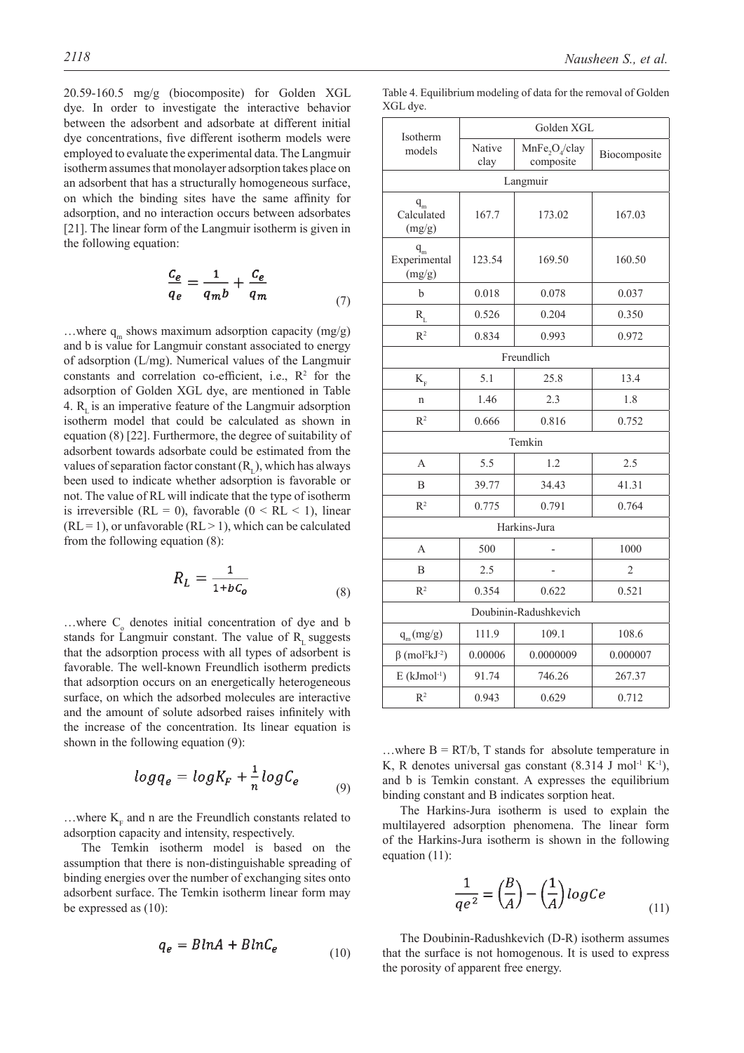20.59-160.5 mg/g (biocomposite) for Golden XGL dye. In order to investigate the interactive behavior between the adsorbent and adsorbate at different initial dye concentrations, five different isotherm models were employed to evaluate the experimental data. The Langmuir isotherm assumes that monolayer adsorption takes place on an adsorbent that has a structurally homogeneous surface, on which the binding sites have the same affinity for adsorption, and no interaction occurs between adsorbates [21]. The linear form of the Langmuir isotherm is given in the following equation:

$$\frac{C_e}{q_e} = \frac{1}{q_m b} + \frac{C_e}{q_m} \tag{7}$$

…where $q_m$ shows maximum adsorption capacity (mg/g) and b is value for Langmuir constant associated to energy of adsorption (L/mg). Numerical values of the Langmuir constants and correlation co-efficient, i.e., $R^2$ for the adsorption of Golden XGL dye, are mentioned in Table 4. $R_L$ is an imperative feature of the Langmuir adsorption isotherm model that could be calculated as shown in equation (8) [22]. Furthermore, the degree of suitability of adsorbent towards adsorbate could be estimated from the values of separation factor constant ($R_L$), which has always been used to indicate whether adsorption is favorable or not. The value of RL will indicate that the type of isotherm is irreversible (RL = 0), favorable (0 < RL < 1), linear (RL = 1), or unfavorable (RL > 1), which can be calculated from the following equation (8):

$$R_L = \frac{1}{1+bC_o} \tag{8}$$

…where $C_o$ denotes initial concentration of dye and b stands for Langmuir constant. The value of $R_L$ suggests that the adsorption process with all types of adsorbent is favorable. The well-known Freundlich isotherm predicts that adsorption occurs on an energetically heterogeneous surface, on which the adsorbed molecules are interactive and the amount of solute adsorbed raises infinitely with the increase of the concentration. Its linear equation is shown in the following equation (9):

$$\log q_e = \log K_F + \frac{1}{n}\log C_e \tag{9}$$

…where $K_F$ and n are the Freundlich constants related to adsorption capacity and intensity, respectively.

The Temkin isotherm model is based on the assumption that there is non-distinguishable spreading of binding energies over the number of exchanging sites onto adsorbent surface. The Temkin isotherm linear form may be expressed as (10):

$$q_e = B\ln A + B\ln C_e \tag{10}$$

Table 4. Equilibrium modeling of data for the removal of Golden XGL dye.

| Isotherm models | Golden XGL | | |
|---|---|---|---|
| | Native clay | $MnFe_2O_4$/clay composite | Biocomposite |
| **Langmuir** | | | |
| $q_m$ Calculated (mg/g) | 167.7 | 173.02 | 167.03 |
| $q_m$ Experimental (mg/g) | 123.54 | 169.50 | 160.50 |
| b | 0.018 | 0.078 | 0.037 |
| $R_L$ | 0.526 | 0.204 | 0.350 |
| $R^2$ | 0.834 | 0.993 | 0.972 |
| **Freundlich** | | | |
| $K_F$ | 5.1 | 25.8 | 13.4 |
| n | 1.46 | 2.3 | 1.8 |
| $R^2$ | 0.666 | 0.816 | 0.752 |
| **Temkin** | | | |
| A | 5.5 | 1.2 | 2.5 |
| B | 39.77 | 34.43 | 41.31 |
| $R^2$ | 0.775 | 0.791 | 0.764 |
| **Harkins-Jura** | | | |
| A | 500 | - | 1000 |
| B | 2.5 | - | 2 |
| $R^2$ | 0.354 | 0.622 | 0.521 |
| **Doubinin-Radushkevich** | | | |
| $q_m$ (mg/g) | 111.9 | 109.1 | 108.6 |
| β ($mol^2kJ^{-2}$) | 0.00006 | 0.0000009 | 0.000007 |
| E ($kJmol^{-1}$) | 91.74 | 746.26 | 267.37 |
| $R^2$ | 0.943 | 0.629 | 0.712 |

…where B = RT/b, T stands for absolute temperature in K, R denotes universal gas constant (8.314 J $mol^{-1}$ $K^{-1}$), and b is Temkin constant. A expresses the equilibrium binding constant and B indicates sorption heat.

The Harkins-Jura isotherm is used to explain the multilayered adsorption phenomena. The linear form of the Harkins-Jura isotherm is shown in the following equation (11):

$$\frac{1}{qe^2} = \left(\frac{B}{A}\right) - \left(\frac{1}{A}\right)\log Ce \tag{11}$$

The Doubinin-Radushkevich (D-R) isotherm assumes that the surface is not homogenous. It is used to express the porosity of apparent free energy.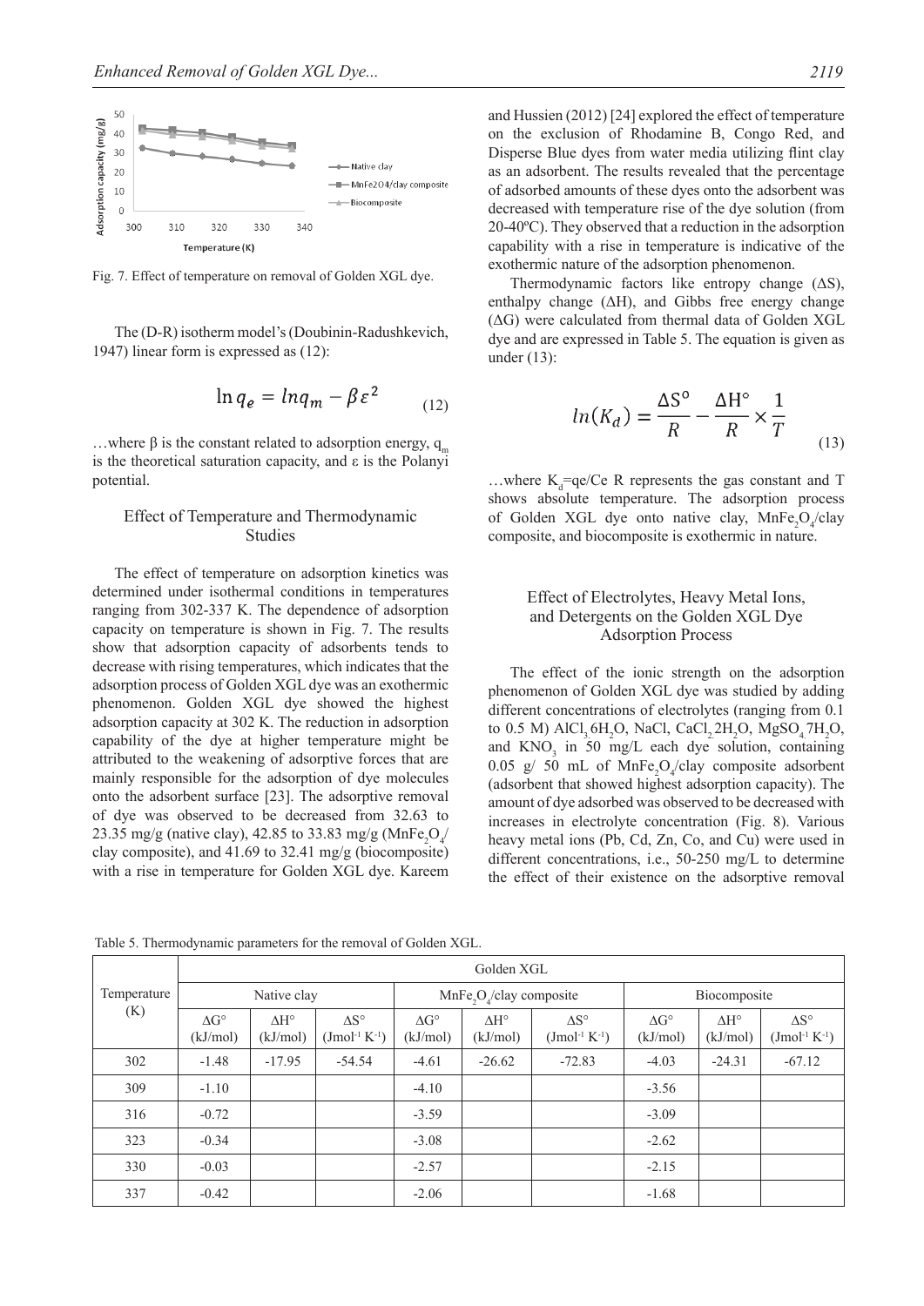Fig. 7. Effect of temperature on removal of Golden XGL dye.

The (D-R) isotherm model's (Doubinin-Radushkevich, 1947) linear form is expressed as (12):

$$\ln q_e = \ln q_m - \beta \varepsilon^2 \quad (12)$$

…where β is the constant related to adsorption energy, $q_m$ is the theoretical saturation capacity, and ε is the Polanyi potential.

## Effect of Temperature and Thermodynamic Studies

The effect of temperature on adsorption kinetics was determined under isothermal conditions in temperatures ranging from 302-337 K. The dependence of adsorption capacity on temperature is shown in Fig. 7. The results show that adsorption capacity of adsorbents tends to decrease with rising temperatures, which indicates that the adsorption process of Golden XGL dye was an exothermic phenomenon. Golden XGL dye showed the highest adsorption capacity at 302 K. The reduction in adsorption capability of the dye at higher temperature might be attributed to the weakening of adsorptive forces that are mainly responsible for the adsorption of dye molecules onto the adsorbent surface [23]. The adsorptive removal of dye was observed to be decreased from 32.63 to 23.35 mg/g (native clay), 42.85 to 33.83 mg/g ($MnFe_2O_4$/clay composite), and 41.69 to 32.41 mg/g (biocomposite) with a rise in temperature for Golden XGL dye. Kareem and Hussien (2012) [24] explored the effect of temperature on the exclusion of Rhodamine B, Congo Red, and Disperse Blue dyes from water media utilizing flint clay as an adsorbent. The results revealed that the percentage of adsorbed amounts of these dyes onto the adsorbent was decreased with temperature rise of the dye solution (from 20-40ºC). They observed that a reduction in the adsorption capability with a rise in temperature is indicative of the exothermic nature of the adsorption phenomenon.

Thermodynamic factors like entropy change (ΔS), enthalpy change (ΔH), and Gibbs free energy change (ΔG) were calculated from thermal data of Golden XGL dye and are expressed in Table 5. The equation is given as under (13):

$$\ln(K_d) = \frac{\Delta S^{\circ}}{R} - \frac{\Delta H^{\circ}}{R} \times \frac{1}{T} \quad (13)$$

…where $K_d$=qe/Ce R represents the gas constant and T shows absolute temperature. The adsorption process of Golden XGL dye onto native clay, $MnFe_2O_4$/clay composite, and biocomposite is exothermic in nature.

## Effect of Electrolytes, Heavy Metal Ions, and Detergents on the Golden XGL Dye Adsorption Process

The effect of the ionic strength on the adsorption phenomenon of Golden XGL dye was studied by adding different concentrations of electrolytes (ranging from 0.1 to 0.5 M) $AlCl_3.6H_2O$, NaCl, $CaCl_2.2H_2O$, $MgSO_4.7H_2O$, and $KNO_3$ in 50 mg/L each dye solution, containing 0.05 g/ 50 mL of $MnFe_2O_4$/clay composite adsorbent (adsorbent that showed highest adsorption capacity). The amount of dye adsorbed was observed to be decreased with increases in electrolyte concentration (Fig. 8). Various heavy metal ions (Pb, Cd, Zn, Co, and Cu) were used in different concentrations, i.e., 50-250 mg/L to determine the effect of their existence on the adsorptive removal

Table 5. Thermodynamic parameters for the removal of Golden XGL.

| Temperature (K) | Golden XGL | | | | | | | | |
|---|---|---|---|---|---|---|---|---|---|
| | Native clay | | | $MnFe_2O_4$/clay composite | | | Biocomposite | | |
| | ΔG° (kJ/mol) | ΔH° (kJ/mol) | ΔS° ($Jmol^{-1}$ $K^{-1}$) | ΔG° (kJ/mol) | ΔH° (kJ/mol) | ΔS° ($Jmol^{-1}$ $K^{-1}$) | ΔG° (kJ/mol) | ΔH° (kJ/mol) | ΔS° ($Jmol^{-1}$ $K^{-1}$) |
| 302 | -1.48 | -17.95 | -54.54 | -4.61 | -26.62 | -72.83 | -4.03 | -24.31 | -67.12 |
| 309 | -1.10 | | | -4.10 | | | -3.56 | | |
| 316 | -0.72 | | | -3.59 | | | -3.09 | | |
| 323 | -0.34 | | | -3.08 | | | -2.62 | | |
| 330 | -0.03 | | | -2.57 | | | -2.15 | | |
| 337 | -0.42 | | | -2.06 | | | -1.68 | | |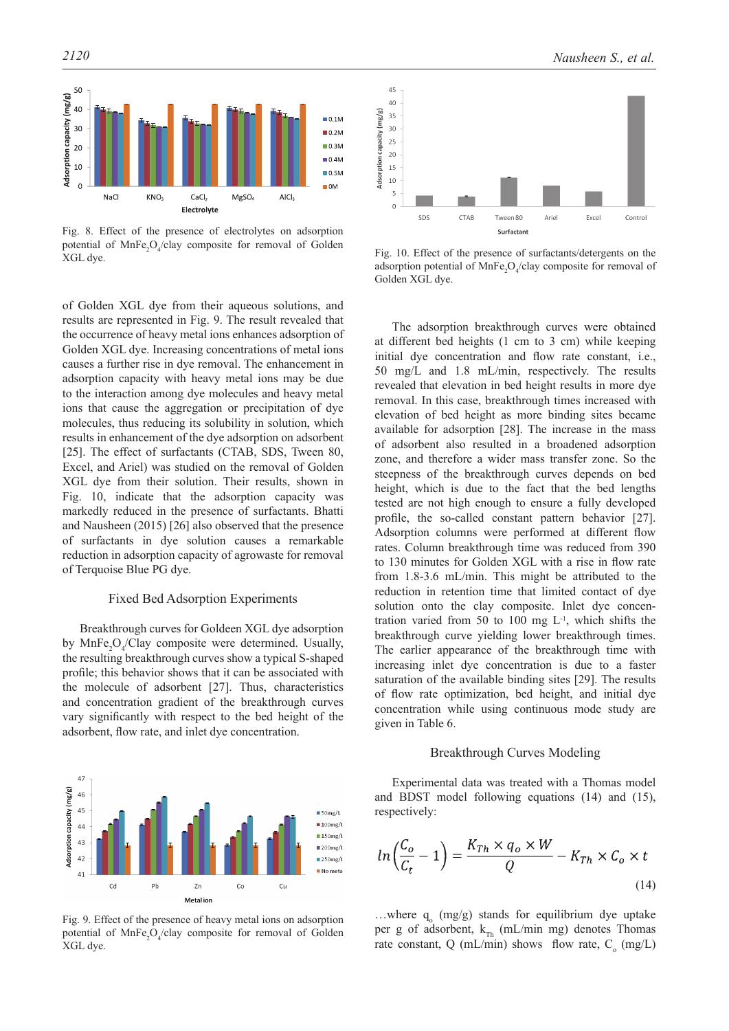Fig. 8. Effect of the presence of electrolytes on adsorption potential of $MnFe_2O_4$/clay composite for removal of Golden XGL dye.

Fig. 10. Effect of the presence of surfactants/detergents on the adsorption potential of $MnFe_2O_4$/clay composite for removal of Golden XGL dye.

of Golden XGL dye from their aqueous solutions, and results are represented in Fig. 9. The result revealed that the occurrence of heavy metal ions enhances adsorption of Golden XGL dye. Increasing concentrations of metal ions causes a further rise in dye removal. The enhancement in adsorption capacity with heavy metal ions may be due to the interaction among dye molecules and heavy metal ions that cause the aggregation or precipitation of dye molecules, thus reducing its solubility in solution, which results in enhancement of the dye adsorption on adsorbent [25]. The effect of surfactants (CTAB, SDS, Tween 80, Excel, and Ariel) was studied on the removal of Golden XGL dye from their solution. Their results, shown in Fig. 10, indicate that the adsorption capacity was markedly reduced in the presence of surfactants. Bhatti and Nausheen (2015) [26] also observed that the presence of surfactants in dye solution causes a remarkable reduction in adsorption capacity of agrowaste for removal of Terquoise Blue PG dye.

## Fixed Bed Adsorption Experiments

Breakthrough curves for Goldeen XGL dye adsorption by $MnFe_2O_4$/Clay composite were determined. Usually, the resulting breakthrough curves show a typical S-shaped profile; this behavior shows that it can be associated with the molecule of adsorbent [27]. Thus, characteristics and concentration gradient of the breakthrough curves vary significantly with respect to the bed height of the adsorbent, flow rate, and inlet dye concentration.

Fig. 9. Effect of the presence of heavy metal ions on adsorption potential of $MnFe_2O_4$/clay composite for removal of Golden XGL dye.

The adsorption breakthrough curves were obtained at different bed heights (1 cm to 3 cm) while keeping initial dye concentration and flow rate constant, i.e., 50 mg/L and 1.8 mL/min, respectively. The results revealed that elevation in bed height results in more dye removal. In this case, breakthrough times increased with elevation of bed height as more binding sites became available for adsorption [28]. The increase in the mass of adsorbent also resulted in a broadened adsorption zone, and therefore a wider mass transfer zone. So the steepness of the breakthrough curves depends on bed height, which is due to the fact that the bed lengths tested are not high enough to ensure a fully developed profile, the so-called constant pattern behavior [27]. Adsorption columns were performed at different flow rates. Column breakthrough time was reduced from 390 to 130 minutes for Golden XGL with a rise in flow rate from 1.8-3.6 mL/min. This might be attributed to the reduction in retention time that limited contact of dye solution onto the clay composite. Inlet dye concentration varied from 50 to 100 mg $L^{-1}$, which shifts the breakthrough curve yielding lower breakthrough times. The earlier appearance of the breakthrough time with increasing inlet dye concentration is due to a faster saturation of the available binding sites [29]. The results of flow rate optimization, bed height, and initial dye concentration while using continuous mode study are given in Table 6.

## Breakthrough Curves Modeling

Experimental data was treated with a Thomas model and BDST model following equations (14) and (15), respectively:

$$ln\left(\frac{C_o}{C_t}-1\right)=\frac{K_{Th}\times q_o\times W}{Q}-K_{Th}\times C_o\times t \tag{14}$$

…where $q_o$ (mg/g) stands for equilibrium dye uptake per g of adsorbent, $k_{Th}$ (mL/min mg) denotes Thomas rate constant, Q (mL/min) shows flow rate, $C_o$ (mg/L)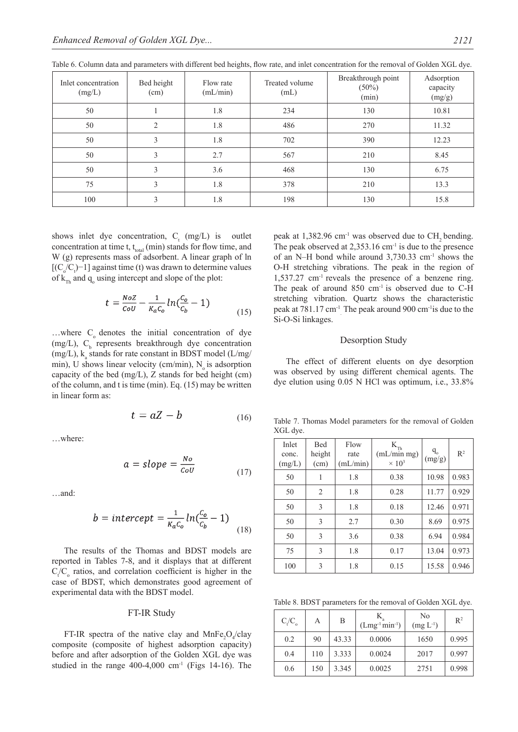Table 6. Column data and parameters with different bed heights, flow rate, and inlet concentration for the removal of Golden XGL dye.

| Inlet concentration (mg/L) | Bed height (cm) | Flow rate (mL/min) | Treated volume (mL) | Breakthrough point (50%) (min) | Adsorption capacity (mg/g) |
|---|---|---|---|---|---|
| 50 | 1 | 1.8 | 234 | 130 | 10.81 |
| 50 | 2 | 1.8 | 486 | 270 | 11.32 |
| 50 | 3 | 1.8 | 702 | 390 | 12.23 |
| 50 | 3 | 2.7 | 567 | 210 | 8.45 |
| 50 | 3 | 3.6 | 468 | 130 | 6.75 |
| 75 | 3 | 1.8 | 378 | 210 | 13.3 |
| 100 | 3 | 1.8 | 198 | 130 | 15.8 |

shows inlet dye concentration, $C_t$ (mg/L) is outlet concentration at time t, $t_{total}$ (min) stands for flow time, and W (g) represents mass of adsorbent. A linear graph of ln $[(C_o/C_t)-1]$ against time (t) was drawn to determine values of $k_{Th}$ and $q_o$ using intercept and slope of the plot:

$$t = \frac{NoZ}{CoU} - \frac{1}{K_a C_o} ln(\frac{C_o}{C_b} - 1) \tag{15}$$

…where $C_o$ denotes the initial concentration of dye (mg/L), $C_b$ represents breakthrough dye concentration (mg/L), $k_a$ stands for rate constant in BDST model (L/mg/min), U shows linear velocity (cm/min), $N_o$ is adsorption capacity of the bed (mg/L), Z stands for bed height (cm) of the column, and t is time (min). Eq. (15) may be written in linear form as:

$$t = aZ - b \tag{16}$$

…where:

$$a = slope = \frac{No}{CoU} \tag{17}$$

…and:

$$b = intercept = \frac{1}{K_a C_o} ln(\frac{C_o}{C_b} - 1) \tag{18}$$

The results of the Thomas and BDST models are reported in Tables 7-8, and it displays that at different $C_t/C_o$ ratios, and correlation coefficient is higher in the case of BDST, which demonstrates good agreement of experimental data with the BDST model.

## FT-IR Study

FT-IR spectra of the native clay and $MnFe_2O_4$/clay composite (composite of highest adsorption capacity) before and after adsorption of the Golden XGL dye was studied in the range 400-4,000 $cm^{-1}$ (Figs 14-16). The peak at 1,382.96 $cm^{-1}$ was observed due to $CH_2$ bending. The peak observed at 2,353.16 $cm^{-1}$ is due to the presence of an N–H bond while around 3,730.33 $cm^{-1}$ shows the O-H stretching vibrations. The peak in the region of 1,537.27 $cm^{-1}$ reveals the presence of a benzene ring. The peak of around 850 $cm^{-1}$ is observed due to C-H stretching vibration. Quartz shows the characteristic peak at 781.17 $cm^{-1}$. The peak around 900 $cm^{-1}$ is due to the Si-O-Si linkages.

## Desorption Study

The effect of different eluents on dye desorption was observed by using different chemical agents. The dye elution using 0.05 N HCl was optimum, i.e., 33.8%

Table 7. Thomas Model parameters for the removal of Golden XGL dye.

| Inlet conc. (mg/L) | Bed height (cm) | Flow rate (mL/min) | $K_{Th}$ (mL/min mg) $\times 10^3$ | $q_o$ (mg/g) | $R^2$ |
|---|---|---|---|---|---|
| 50 | 1 | 1.8 | 0.38 | 10.98 | 0.983 |
| 50 | 2 | 1.8 | 0.28 | 11.77 | 0.929 |
| 50 | 3 | 1.8 | 0.18 | 12.46 | 0.971 |
| 50 | 3 | 2.7 | 0.30 | 8.69 | 0.975 |
| 50 | 3 | 3.6 | 0.38 | 6.94 | 0.984 |
| 75 | 3 | 1.8 | 0.17 | 13.04 | 0.973 |
| 100 | 3 | 1.8 | 0.15 | 15.58 | 0.946 |

Table 8. BDST parameters for the removal of Golden XGL dye.

| $C_t/C_o$ | A | B | $K_a$ ($Lmg^{-1}min^{-1}$) | No ($mg L^{-1}$) | $R^2$ |
|---|---|---|---|---|---|
| 0.2 | 90 | 43.33 | 0.0006 | 1650 | 0.995 |
| 0.4 | 110 | 3.333 | 0.0024 | 2017 | 0.997 |
| 0.6 | 150 | 3.345 | 0.0025 | 2751 | 0.998 |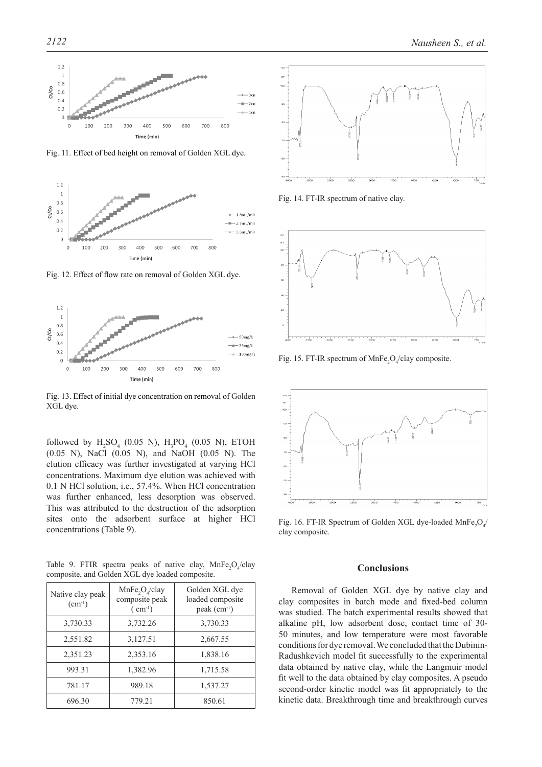Fig. 11. Effect of bed height on removal of Golden XGL dye.

Fig. 12. Effect of flow rate on removal of Golden XGL dye.

Fig. 13. Effect of initial dye concentration on removal of Golden XGL dye.

followed by $H_2SO_4$ (0.05 N), $H_3PO_4$ (0.05 N), ETOH (0.05 N), NaCl (0.05 N), and NaOH (0.05 N). The elution efficacy was further investigated at varying HCl concentrations. Maximum dye elution was achieved with 0.1 N HCl solution, i.e., 57.4%. When HCl concentration was further enhanced, less desorption was observed. This was attributed to the destruction of the adsorption sites onto the adsorbent surface at higher HCl concentrations (Table 9).

Table 9. FTIR spectra peaks of native clay, $MnFe_2O_4$/clay composite, and Golden XGL dye loaded composite.

| Native clay peak ($cm^{-1}$) | $MnFe_2O_4$/clay composite peak ($cm^{-1}$) | Golden XGL dye loaded composite peak ($cm^{-1}$) |
|---|---|---|
| 3,730.33 | 3,732.26 | 3,730.33 |
| 2,551.82 | 3,127.51 | 2,667.55 |
| 2,351.23 | 2,353.16 | 1,838.16 |
| 993.31 | 1,382.96 | 1,715.58 |
| 781.17 | 989.18 | 1,537.27 |
| 696.30 | 779.21 | 850.61 |

Fig. 14. FT-IR spectrum of native clay.

Fig. 15. FT-IR spectrum of $MnFe_2O_4$/clay composite.

Fig. 16. FT-IR Spectrum of Golden XGL dye-loaded $MnFe_2O_4$/clay composite.

## Conclusions

Removal of Golden XGL dye by native clay and clay composites in batch mode and fixed-bed column was studied. The batch experimental results showed that alkaline pH, low adsorbent dose, contact time of 30-50 minutes, and low temperature were most favorable conditions for dye removal. We concluded that the Dubinin-Radushkevich model fit successfully to the experimental data obtained by native clay, while the Langmuir model fit well to the data obtained by clay composites. A pseudo second-order kinetic model was fit appropriately to the kinetic data. Breakthrough time and breakthrough curves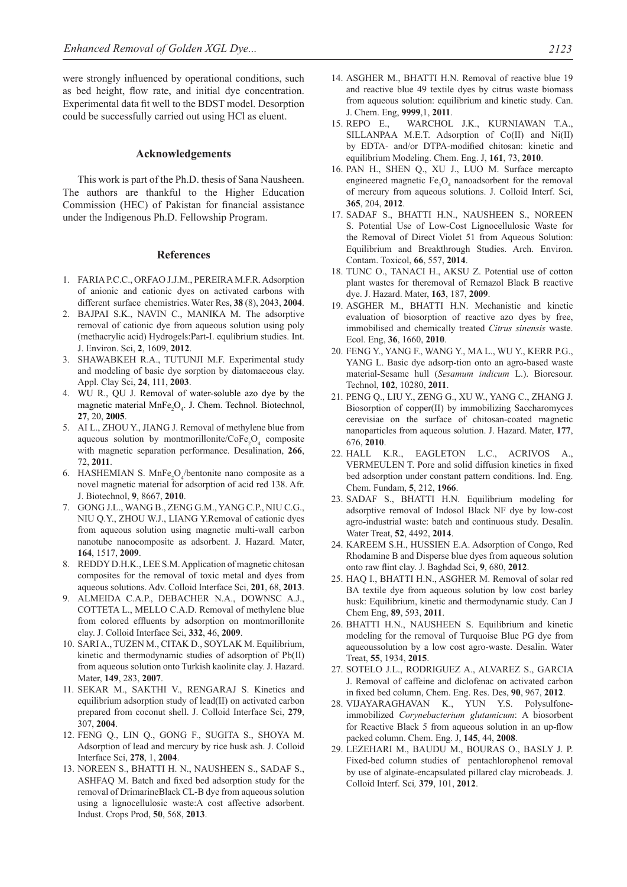were strongly influenced by operational conditions, such as bed height, flow rate, and initial dye concentration. Experimental data fit well to the BDST model. Desorption could be successfully carried out using HCl as eluent.

## Acknowledgements

This work is part of the Ph.D. thesis of Sana Nausheen. The authors are thankful to the Higher Education Commission (HEC) of Pakistan for financial assistance under the Indigenous Ph.D. Fellowship Program.

## References

1. FARIA P.C.C., ORFAO J.J.M., PEREIRA M.F.R. Adsorption of anionic and cationic dyes on activated carbons with different surface chemistries. Water Res, **38** (8), 2043, **2004**.
2. BAJPAI S.K., NAVIN C., MANIKA M. The adsorptive removal of cationic dye from aqueous solution using poly (methacrylic acid) Hydrogels:Part-I. equlibrium studies. Int. J. Environ. Sci, **2**, 1609, **2012**.
3. SHAWABKEH R.A., TUTUNJI M.F. Experimental study and modeling of basic dye sorption by diatomaceous clay. Appl. Clay Sci, **24**, 111, **2003**.
4. WU R., QU J. Removal of water-soluble azo dye by the magnetic material $MnFe_2O_4$. J. Chem. Technol. Biotechnol, **27**, 20, **2005**.
5. AI L., ZHOU Y., JIANG J. Removal of methylene blue from aqueous solution by montmorillonite/$CoFe_2O_4$ composite with magnetic separation performance. Desalination, **266**, 72, **2011**.
6. HASHEMIAN S. $MnFe_2O_4$/bentonite nano composite as a novel magnetic material for adsorption of acid red 138. Afr. J. Biotechnol, **9**, 8667, **2010**.
7. GONG J.L., WANG B., ZENG G.M., YANG C.P., NIU C.G., NIU Q.Y., ZHOU W.J., LIANG Y.Removal of cationic dyes from aqueous solution using magnetic multi-wall carbon nanotube nanocomposite as adsorbent. J. Hazard. Mater, **164**, 1517, **2009**.
8. REDDY D.H.K., LEE S.M. Application of magnetic chitosan composites for the removal of toxic metal and dyes from aqueous solutions. Adv. Colloid Interface Sci, **201**, 68, **2013**.
9. ALMEIDA C.A.P., DEBACHER N.A., DOWNSC A.J., COTTETA L., MELLO C.A.D. Removal of methylene blue from colored effluents by adsorption on montmorillonite clay. J. Colloid Interface Sci, **332**, 46, **2009**.
10. SARI A., TUZEN M., CITAK D., SOYLAK M. Equilibrium, kinetic and thermodynamic studies of adsorption of Pb(II) from aqueous solution onto Turkish kaolinite clay. J. Hazard. Mater, **149**, 283, **2007**.
11. SEKAR M., SAKTHI V., RENGARAJ S. Kinetics and equilibrium adsorption study of lead(II) on activated carbon prepared from coconut shell. J. Colloid Interface Sci, **279**, 307, **2004**.
12. FENG Q., LIN Q., GONG F., SUGITA S., SHOYA M. Adsorption of lead and mercury by rice husk ash. J. Colloid Interface Sci, **278**, 1, **2004**.
13. NOREEN S., BHATTI H. N., NAUSHEEN S., SADAF S., ASHFAQ M. Batch and fixed bed adsorption study for the removal of DrimarineBlack CL-B dye from aqueous solution using a lignocellulosic waste:A cost affective adsorbent. Indust. Crops Prod, **50**, 568, **2013**.
14. ASGHER M., BHATTI H.N. Removal of reactive blue 19 and reactive blue 49 textile dyes by citrus waste biomass from aqueous solution: equilibrium and kinetic study. Can. J. Chem. Eng, **9999**,1, **2011**.
15. REPO E., WARCHOL J.K., KURNIAWAN T.A., SILLANPAA M.E.T. Adsorption of Co(II) and Ni(II) by EDTA- and/or DTPA-modified chitosan: kinetic and equilibrium Modeling. Chem. Eng. J, **161**, 73, **2010**.
16. PAN H., SHEN Q., XU J., LUO M. Surface mercapto engineered magnetic $Fe_3O_4$ nanoadsorbent for the removal of mercury from aqueous solutions. J. Colloid Interf. Sci, **365**, 204, **2012**.
17. SADAF S., BHATTI H.N., NAUSHEEN S., NOREEN S. Potential Use of Low-Cost Lignocellulosic Waste for the Removal of Direct Violet 51 from Aqueous Solution: Equilibrium and Breakthrough Studies. Arch. Environ. Contam. Toxicol, **66**, 557, **2014**.
18. TUNC O., TANACI H., AKSU Z. Potential use of cotton plant wastes for theremoval of Remazol Black B reactive dye. J. Hazard. Mater, **163**, 187, **2009**.
19. ASGHER M., BHATTI H.N. Mechanistic and kinetic evaluation of biosorption of reactive azo dyes by free, immobilised and chemically treated *Citrus sinensis* waste. Ecol. Eng, **36**, 1660, **2010**.
20. FENG Y., YANG F., WANG Y., MA L., WU Y., KERR P.G., YANG L. Basic dye adsorp-tion onto an agro-based waste material-Sesame hull (*Sesamum indicum* L.). Bioresour. Technol, **102**, 10280, **2011**.
21. PENG Q., LIU Y., ZENG G., XU W., YANG C., ZHANG J. Biosorption of copper(II) by immobilizing Saccharomyces cerevisiae on the surface of chitosan-coated magnetic nanoparticles from aqueous solution. J. Hazard. Mater, **177**, 676, **2010**.
22. HALL K.R., EAGLETON L.C., ACRIVOS A., VERMEULEN T. Pore and solid diffusion kinetics in fixed bed adsorption under constant pattern conditions. Ind. Eng. Chem. Fundam, **5**, 212, **1966**.
23. SADAF S., BHATTI H.N. Equilibrium modeling for adsorptive removal of Indosol Black NF dye by low-cost agro-industrial waste: batch and continuous study. Desalin. Water Treat, **52**, 4492, **2014**.
24. KAREEM S.H., HUSSIEN E.A. Adsorption of Congo, Red Rhodamine B and Disperse blue dyes from aqueous solution onto raw flint clay. J. Baghdad Sci, **9**, 680, **2012**.
25. HAQ I., BHATTI H.N., ASGHER M. Removal of solar red BA textile dye from aqueous solution by low cost barley husk: Equilibrium, kinetic and thermodynamic study. Can J Chem Eng, **89**, 593, **2011**.
26. BHATTI H.N., NAUSHEEN S. Equilibrium and kinetic modeling for the removal of Turquoise Blue PG dye from aqueoussolution by a low cost agro-waste. Desalin. Water Treat, **55**, 1934, **2015**.
27. SOTELO J.L., RODRIGUEZ A., ALVAREZ S., GARCIA J. Removal of caffeine and diclofenac on activated carbon in fixed bed column, Chem. Eng. Res. Des, **90**, 967, **2012**.
28. VIJAYARAGHAVAN K., YUN Y.S. Polysulfone-immobilized *Corynebacterium glutamicum*: A biosorbent for Reactive Black 5 from aqueous solution in an up-flow packed column. Chem. Eng. J, **145**, 44, **2008**.
29. LEZEHARI M., BAUDU M., BOURAS O., BASLY J. P. Fixed-bed column studies of pentachlorophenol removal by use of alginate-encapsulated pillared clay microbeads. J. Colloid Interf. Sci*,* **379**, 101, **2012**.